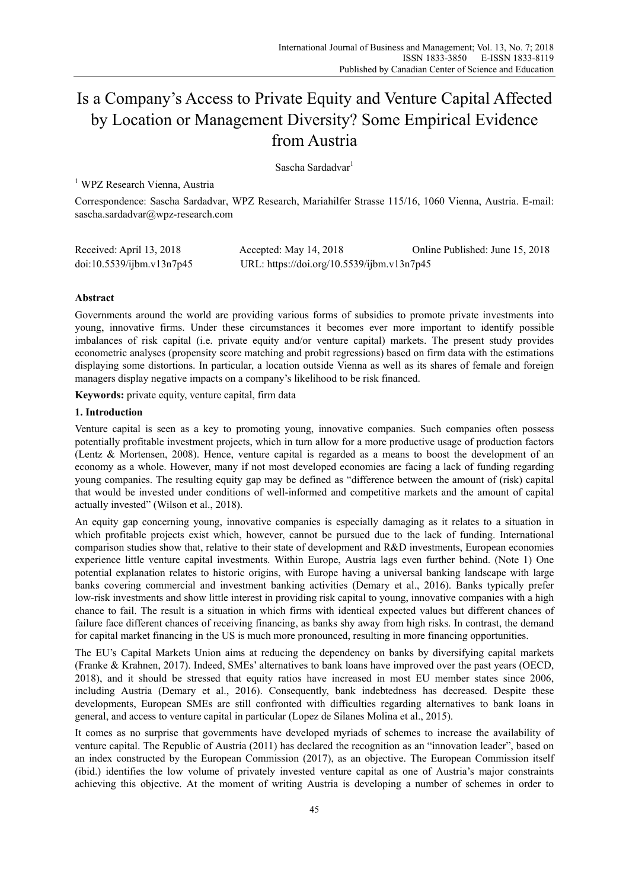# Is a Company's Access to Private Equity and Venture Capital Affected by Location or Management Diversity? Some Empirical Evidence from Austria

Sascha Sardadvar[1]

[1] WPZ Research Vienna, Austria

Correspondence: Sascha Sardadvar, WPZ Research, Mariahilfer Strasse 115/16, 1060 Vienna, Austria. E-mail: sascha.sardadvar@wpz-research.com

Received: April 13, 2018 Accepted: May 14, 2018 Online Published: June 15, 2018

doi:10.5539/ijbm.v13n7p45 URL: https://doi.org/10.5539/ijbm.v13n7p45

## Abstract

Governments around the world are providing various forms of subsidies to promote private investments into young, innovative firms. Under these circumstances it becomes ever more important to identify possible imbalances of risk capital (i.e. private equity and/or venture capital) markets. The present study provides econometric analyses (propensity score matching and probit regressions) based on firm data with the estimations displaying some distortions. In particular, a location outside Vienna as well as its shares of female and foreign managers display negative impacts on a company's likelihood to be risk financed.

**Keywords:** private equity, venture capital, firm data

## 1. Introduction

Venture capital is seen as a key to promoting young, innovative companies. Such companies often possess potentially profitable investment projects, which in turn allow for a more productive usage of production factors (Lentz & Mortensen, 2008). Hence, venture capital is regarded as a means to boost the development of an economy as a whole. However, many if not most developed economies are facing a lack of funding regarding young companies. The resulting equity gap may be defined as "difference between the amount of (risk) capital that would be invested under conditions of well-informed and competitive markets and the amount of capital actually invested" (Wilson et al., 2018).

An equity gap concerning young, innovative companies is especially damaging as it relates to a situation in which profitable projects exist which, however, cannot be pursued due to the lack of funding. International comparison studies show that, relative to their state of development and R&D investments, European economies experience little venture capital investments. Within Europe, Austria lags even further behind. (Note 1) One potential explanation relates to historic origins, with Europe having a universal banking landscape with large banks covering commercial and investment banking activities (Demary et al., 2016). Banks typically prefer low-risk investments and show little interest in providing risk capital to young, innovative companies with a high chance to fail. The result is a situation in which firms with identical expected values but different chances of failure face different chances of receiving financing, as banks shy away from high risks. In contrast, the demand for capital market financing in the US is much more pronounced, resulting in more financing opportunities.

The EU's Capital Markets Union aims at reducing the dependency on banks by diversifying capital markets (Franke & Krahnen, 2017). Indeed, SMEs' alternatives to bank loans have improved over the past years (OECD, 2018), and it should be stressed that equity ratios have increased in most EU member states since 2006, including Austria (Demary et al., 2016). Consequently, bank indebtedness has decreased. Despite these developments, European SMEs are still confronted with difficulties regarding alternatives to bank loans in general, and access to venture capital in particular (Lopez de Silanes Molina et al., 2015).

It comes as no surprise that governments have developed myriads of schemes to increase the availability of venture capital. The Republic of Austria (2011) has declared the recognition as an "innovation leader", based on an index constructed by the European Commission (2017), as an objective. The European Commission itself (ibid.) identifies the low volume of privately invested venture capital as one of Austria's major constraints achieving this objective. At the moment of writing Austria is developing a number of schemes in order to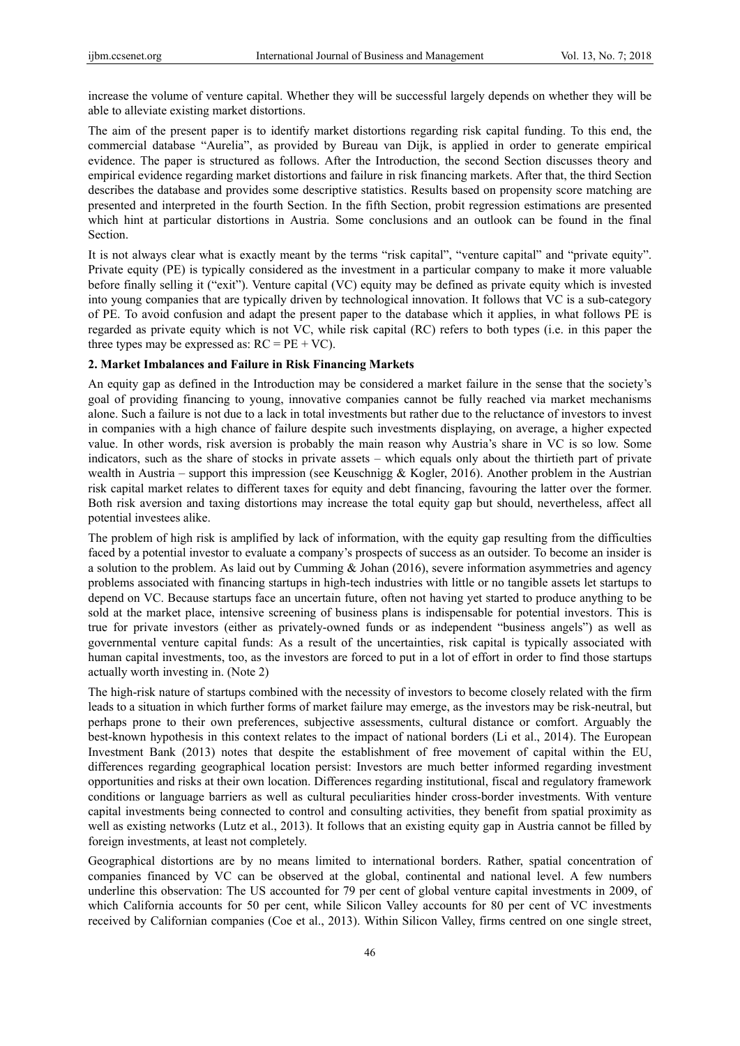increase the volume of venture capital. Whether they will be successful largely depends on whether they will be able to alleviate existing market distortions.

The aim of the present paper is to identify market distortions regarding risk capital funding. To this end, the commercial database "Aurelia", as provided by Bureau van Dijk, is applied in order to generate empirical evidence. The paper is structured as follows. After the Introduction, the second Section discusses theory and empirical evidence regarding market distortions and failure in risk financing markets. After that, the third Section describes the database and provides some descriptive statistics. Results based on propensity score matching are presented and interpreted in the fourth Section. In the fifth Section, probit regression estimations are presented which hint at particular distortions in Austria. Some conclusions and an outlook can be found in the final Section.

It is not always clear what is exactly meant by the terms "risk capital", "venture capital" and "private equity". Private equity (PE) is typically considered as the investment in a particular company to make it more valuable before finally selling it ("exit"). Venture capital (VC) equity may be defined as private equity which is invested into young companies that are typically driven by technological innovation. It follows that VC is a sub-category of PE. To avoid confusion and adapt the present paper to the database which it applies, in what follows PE is regarded as private equity which is not VC, while risk capital (RC) refers to both types (i.e. in this paper the three types may be expressed as: RC = PE + VC).

## 2. Market Imbalances and Failure in Risk Financing Markets

An equity gap as defined in the Introduction may be considered a market failure in the sense that the society's goal of providing financing to young, innovative companies cannot be fully reached via market mechanisms alone. Such a failure is not due to a lack in total investments but rather due to the reluctance of investors to invest in companies with a high chance of failure despite such investments displaying, on average, a higher expected value. In other words, risk aversion is probably the main reason why Austria's share in VC is so low. Some indicators, such as the share of stocks in private assets – which equals only about the thirtieth part of private wealth in Austria – support this impression (see Keuschnigg & Kogler, 2016). Another problem in the Austrian risk capital market relates to different taxes for equity and debt financing, favouring the latter over the former. Both risk aversion and taxing distortions may increase the total equity gap but should, nevertheless, affect all potential investees alike.

The problem of high risk is amplified by lack of information, with the equity gap resulting from the difficulties faced by a potential investor to evaluate a company's prospects of success as an outsider. To become an insider is a solution to the problem. As laid out by Cumming & Johan (2016), severe information asymmetries and agency problems associated with financing startups in high-tech industries with little or no tangible assets let startups to depend on VC. Because startups face an uncertain future, often not having yet started to produce anything to be sold at the market place, intensive screening of business plans is indispensable for potential investors. This is true for private investors (either as privately-owned funds or as independent "business angels") as well as governmental venture capital funds: As a result of the uncertainties, risk capital is typically associated with human capital investments, too, as the investors are forced to put in a lot of effort in order to find those startups actually worth investing in. (Note 2)

The high-risk nature of startups combined with the necessity of investors to become closely related with the firm leads to a situation in which further forms of market failure may emerge, as the investors may be risk-neutral, but perhaps prone to their own preferences, subjective assessments, cultural distance or comfort. Arguably the best-known hypothesis in this context relates to the impact of national borders (Li et al., 2014). The European Investment Bank (2013) notes that despite the establishment of free movement of capital within the EU, differences regarding geographical location persist: Investors are much better informed regarding investment opportunities and risks at their own location. Differences regarding institutional, fiscal and regulatory framework conditions or language barriers as well as cultural peculiarities hinder cross-border investments. With venture capital investments being connected to control and consulting activities, they benefit from spatial proximity as well as existing networks (Lutz et al., 2013). It follows that an existing equity gap in Austria cannot be filled by foreign investments, at least not completely.

Geographical distortions are by no means limited to international borders. Rather, spatial concentration of companies financed by VC can be observed at the global, continental and national level. A few numbers underline this observation: The US accounted for 79 per cent of global venture capital investments in 2009, of which California accounts for 50 per cent, while Silicon Valley accounts for 80 per cent of VC investments received by Californian companies (Coe et al., 2013). Within Silicon Valley, firms centred on one single street,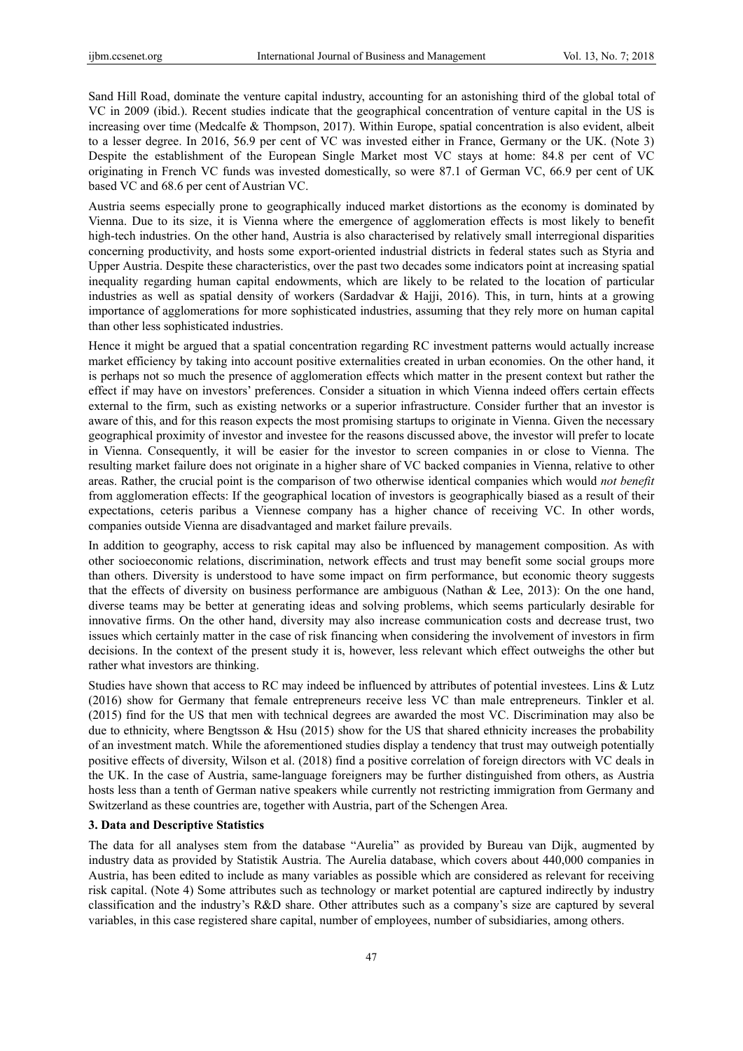Sand Hill Road, dominate the venture capital industry, accounting for an astonishing third of the global total of VC in 2009 (ibid.). Recent studies indicate that the geographical concentration of venture capital in the US is increasing over time (Medcalfe & Thompson, 2017). Within Europe, spatial concentration is also evident, albeit to a lesser degree. In 2016, 56.9 per cent of VC was invested either in France, Germany or the UK. (Note 3) Despite the establishment of the European Single Market most VC stays at home: 84.8 per cent of VC originating in French VC funds was invested domestically, so were 87.1 of German VC, 66.9 per cent of UK based VC and 68.6 per cent of Austrian VC.

Austria seems especially prone to geographically induced market distortions as the economy is dominated by Vienna. Due to its size, it is Vienna where the emergence of agglomeration effects is most likely to benefit high-tech industries. On the other hand, Austria is also characterised by relatively small interregional disparities concerning productivity, and hosts some export-oriented industrial districts in federal states such as Styria and Upper Austria. Despite these characteristics, over the past two decades some indicators point at increasing spatial inequality regarding human capital endowments, which are likely to be related to the location of particular industries as well as spatial density of workers (Sardadvar & Hajji, 2016). This, in turn, hints at a growing importance of agglomerations for more sophisticated industries, assuming that they rely more on human capital than other less sophisticated industries.

Hence it might be argued that a spatial concentration regarding RC investment patterns would actually increase market efficiency by taking into account positive externalities created in urban economies. On the other hand, it is perhaps not so much the presence of agglomeration effects which matter in the present context but rather the effect if may have on investors' preferences. Consider a situation in which Vienna indeed offers certain effects external to the firm, such as existing networks or a superior infrastructure. Consider further that an investor is aware of this, and for this reason expects the most promising startups to originate in Vienna. Given the necessary geographical proximity of investor and investee for the reasons discussed above, the investor will prefer to locate in Vienna. Consequently, it will be easier for the investor to screen companies in or close to Vienna. The resulting market failure does not originate in a higher share of VC backed companies in Vienna, relative to other areas. Rather, the crucial point is the comparison of two otherwise identical companies which would *not benefit* from agglomeration effects: If the geographical location of investors is geographically biased as a result of their expectations, ceteris paribus a Viennese company has a higher chance of receiving VC. In other words, companies outside Vienna are disadvantaged and market failure prevails.

In addition to geography, access to risk capital may also be influenced by management composition. As with other socioeconomic relations, discrimination, network effects and trust may benefit some social groups more than others. Diversity is understood to have some impact on firm performance, but economic theory suggests that the effects of diversity on business performance are ambiguous (Nathan & Lee, 2013): On the one hand, diverse teams may be better at generating ideas and solving problems, which seems particularly desirable for innovative firms. On the other hand, diversity may also increase communication costs and decrease trust, two issues which certainly matter in the case of risk financing when considering the involvement of investors in firm decisions. In the context of the present study it is, however, less relevant which effect outweighs the other but rather what investors are thinking.

Studies have shown that access to RC may indeed be influenced by attributes of potential investees. Lins & Lutz (2016) show for Germany that female entrepreneurs receive less VC than male entrepreneurs. Tinkler et al. (2015) find for the US that men with technical degrees are awarded the most VC. Discrimination may also be due to ethnicity, where Bengtsson & Hsu (2015) show for the US that shared ethnicity increases the probability of an investment match. While the aforementioned studies display a tendency that trust may outweigh potentially positive effects of diversity, Wilson et al. (2018) find a positive correlation of foreign directors with VC deals in the UK. In the case of Austria, same-language foreigners may be further distinguished from others, as Austria hosts less than a tenth of German native speakers while currently not restricting immigration from Germany and Switzerland as these countries are, together with Austria, part of the Schengen Area.

### 3. Data and Descriptive Statistics

The data for all analyses stem from the database "Aurelia" as provided by Bureau van Dijk, augmented by industry data as provided by Statistik Austria. The Aurelia database, which covers about 440,000 companies in Austria, has been edited to include as many variables as possible which are considered as relevant for receiving risk capital. (Note 4) Some attributes such as technology or market potential are captured indirectly by industry classification and the industry's R&D share. Other attributes such as a company's size are captured by several variables, in this case registered share capital, number of employees, number of subsidiaries, among others.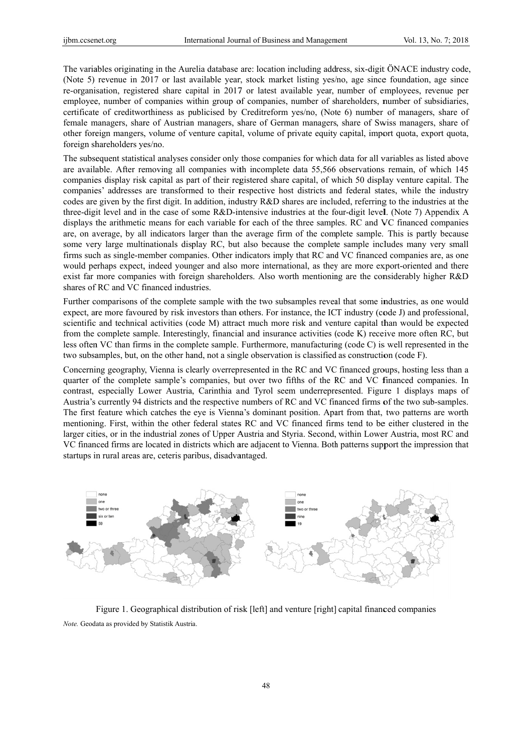The variables originating in the Aurelia database are: location including address, six-digit ÖNACE industry code, (Note 5) revenue in 2017 or last available year, stock market listing yes/no, age since foundation, age since re-organisation, registered share capital in 2017 or latest available year, number of employees, revenue per employee, number of companies within group of companies, number of shareholders, number of subsidiaries, certificate of creditworthiness as publicised by Creditreform yes/no, (Note 6) number of managers, share of female managers, share of Austrian managers, share of German managers, share of Swiss managers, share of other foreign mangers, volume of venture capital, volume of private equity capital, import quota, export quota, foreign shareholders yes/no.

The subsequent statistical analyses consider only those companies for which data for all variables as listed above are available. After removing all companies with incomplete data 55,566 observations remain, of which 145 companies display risk capital as part of their registered share capital, of which 50 display venture capital. The companies' addresses are transformed to their respective host districts and federal states, while the industry codes are given by the first digit. In addition, industry R&D shares are included, referring to the industries at the three-digit level and in the case of some R&D-intensive industries at the four-digit level. (Note 7) Appendix A displays the arithmetic means for each variable for each of the three samples. RC and VC financed companies are, on average, by all indicators larger than the average firm of the complete sample. This is partly because some very large multinationals display RC, but also because the complete sample includes many very small firms such as single-member companies. Other indicators imply that RC and VC financed companies are, as one would perhaps expect, indeed younger and also more international, as they are more export-oriented and there exist far more companies with foreign shareholders. Also worth mentioning are the considerably higher R&D shares of RC and VC financed industries.

Further comparisons of the complete sample with the two subsamples reveal that some industries, as one would expect, are more favoured by risk investors than others. For instance, the ICT industry (code J) and professional, scientific and technical activities (code M) attract much more risk and venture capital than would be expected from the complete sample. Interestingly, financial and insurance activities (code K) receive more often RC, but less often VC than firms in the complete sample. Furthermore, manufacturing (code C) is well represented in the two subsamples, but, on the other hand, not a single observation is classified as construction (code F).

Concerning geography, Vienna is clearly overrepresented in the RC and VC financed groups, hosting less than a quarter of the complete sample's companies, but over two fifths of the RC and VC financed companies. In contrast, especially Lower Austria, Carinthia and Tyrol seem underrepresented. Figure 1 displays maps of Austria's currently 94 districts and the respective numbers of RC and VC financed firms of the two sub-samples. The first feature which catches the eye is Vienna's dominant position. Apart from that, two patterns are worth mentioning. First, within the other federal states RC and VC financed firms tend to be either clustered in the larger cities, or in the industrial zones of Upper Austria and Styria. Second, within Lower Austria, most RC and VC financed firms are located in districts which are adjacent to Vienna. Both patterns support the impression that startups in rural areas are, ceteris paribus, disadvantaged.

Figure 1. Geographical distribution of risk [left] and venture [right] capital financed companies

*Note.* Geodata as provided by Statistik Austria.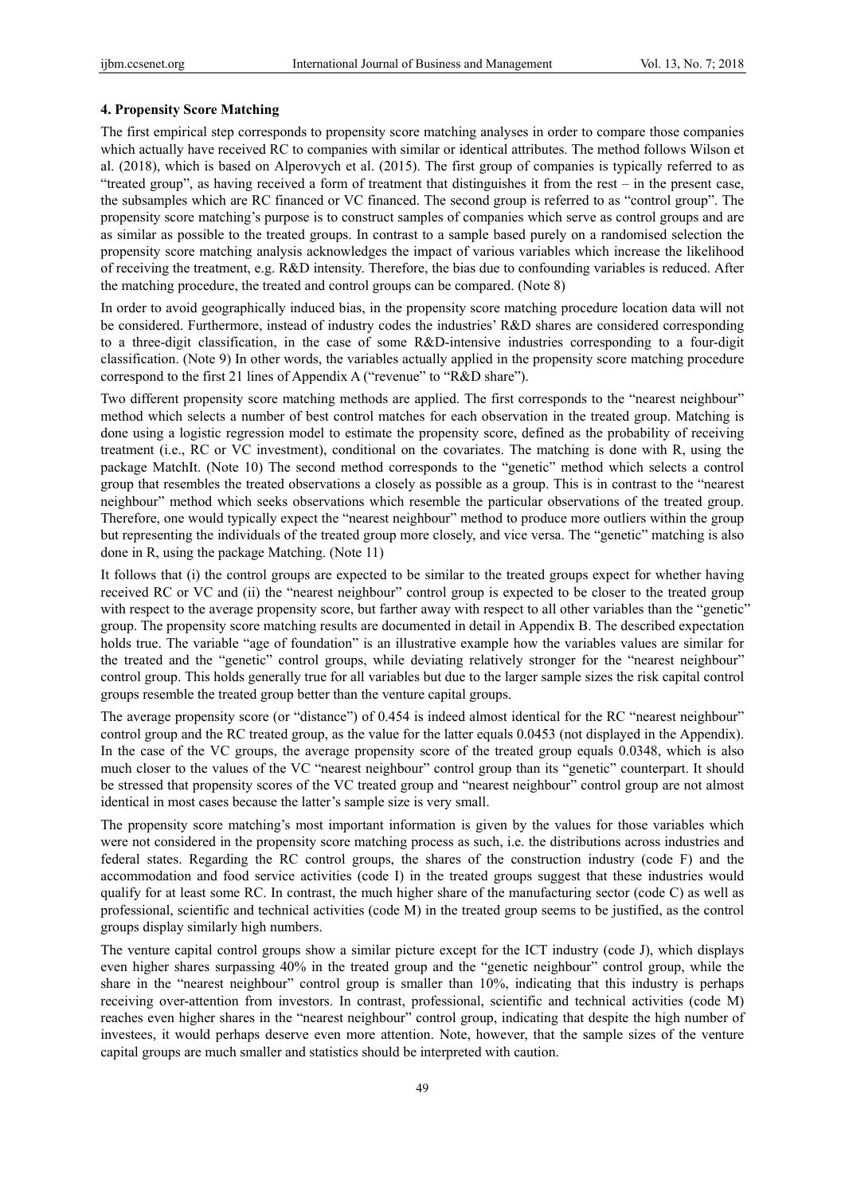### 4. Propensity Score Matching

The first empirical step corresponds to propensity score matching analyses in order to compare those companies which actually have received RC to companies with similar or identical attributes. The method follows Wilson et al. (2018), which is based on Alperovych et al. (2015). The first group of companies is typically referred to as "treated group", as having received a form of treatment that distinguishes it from the rest – in the present case, the subsamples which are RC financed or VC financed. The second group is referred to as "control group". The propensity score matching's purpose is to construct samples of companies which serve as control groups and are as similar as possible to the treated groups. In contrast to a sample based purely on a randomised selection the propensity score matching analysis acknowledges the impact of various variables which increase the likelihood of receiving the treatment, e.g. R&D intensity. Therefore, the bias due to confounding variables is reduced. After the matching procedure, the treated and control groups can be compared. (Note 8)

In order to avoid geographically induced bias, in the propensity score matching procedure location data will not be considered. Furthermore, instead of industry codes the industries' R&D shares are considered corresponding to a three-digit classification, in the case of some R&D-intensive industries corresponding to a four-digit classification. (Note 9) In other words, the variables actually applied in the propensity score matching procedure correspond to the first 21 lines of Appendix A ("revenue" to "R&D share").

Two different propensity score matching methods are applied. The first corresponds to the "nearest neighbour" method which selects a number of best control matches for each observation in the treated group. Matching is done using a logistic regression model to estimate the propensity score, defined as the probability of receiving treatment (i.e., RC or VC investment), conditional on the covariates. The matching is done with R, using the package MatchIt. (Note 10) The second method corresponds to the "genetic" method which selects a control group that resembles the treated observations a closely as possible as a group. This is in contrast to the "nearest neighbour" method which seeks observations which resemble the particular observations of the treated group. Therefore, one would typically expect the "nearest neighbour" method to produce more outliers within the group but representing the individuals of the treated group more closely, and vice versa. The "genetic" matching is also done in R, using the package Matching. (Note 11)

It follows that (i) the control groups are expected to be similar to the treated groups expect for whether having received RC or VC and (ii) the "nearest neighbour" control group is expected to be closer to the treated group with respect to the average propensity score, but farther away with respect to all other variables than the "genetic" group. The propensity score matching results are documented in detail in Appendix B. The described expectation holds true. The variable "age of foundation" is an illustrative example how the variables values are similar for the treated and the "genetic" control groups, while deviating relatively stronger for the "nearest neighbour" control group. This holds generally true for all variables but due to the larger sample sizes the risk capital control groups resemble the treated group better than the venture capital groups.

The average propensity score (or "distance") of 0.454 is indeed almost identical for the RC "nearest neighbour" control group and the RC treated group, as the value for the latter equals 0.0453 (not displayed in the Appendix). In the case of the VC groups, the average propensity score of the treated group equals 0.0348, which is also much closer to the values of the VC "nearest neighbour" control group than its "genetic" counterpart. It should be stressed that propensity scores of the VC treated group and "nearest neighbour" control group are not almost identical in most cases because the latter's sample size is very small.

The propensity score matching's most important information is given by the values for those variables which were not considered in the propensity score matching process as such, i.e. the distributions across industries and federal states. Regarding the RC control groups, the shares of the construction industry (code F) and the accommodation and food service activities (code I) in the treated groups suggest that these industries would qualify for at least some RC. In contrast, the much higher share of the manufacturing sector (code C) as well as professional, scientific and technical activities (code M) in the treated group seems to be justified, as the control groups display similarly high numbers.

The venture capital control groups show a similar picture except for the ICT industry (code J), which displays even higher shares surpassing 40% in the treated group and the "genetic neighbour" control group, while the share in the "nearest neighbour" control group is smaller than 10%, indicating that this industry is perhaps receiving over-attention from investors. In contrast, professional, scientific and technical activities (code M) reaches even higher shares in the "nearest neighbour" control group, indicating that despite the high number of investees, it would perhaps deserve even more attention. Note, however, that the sample sizes of the venture capital groups are much smaller and statistics should be interpreted with caution.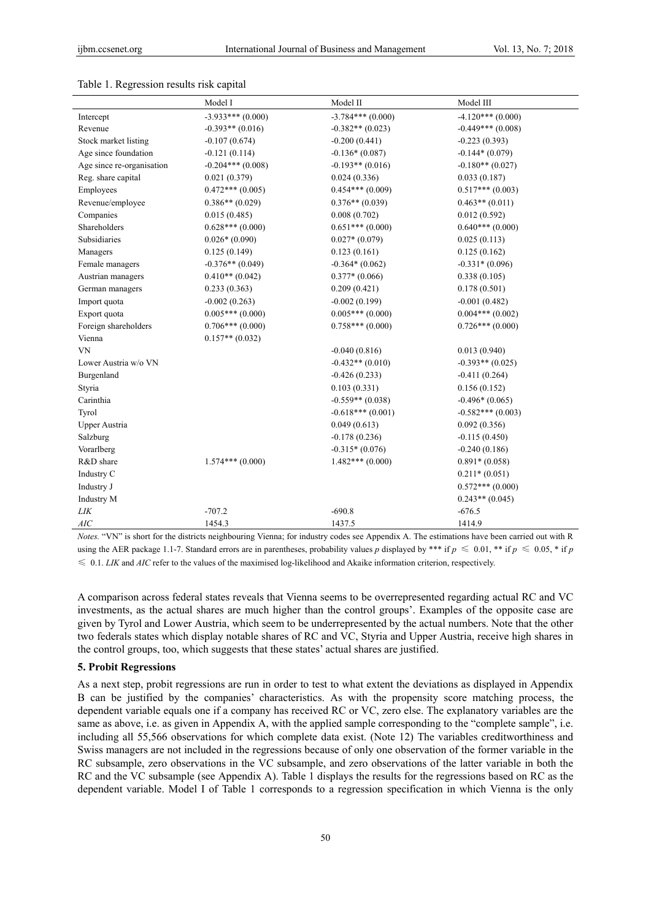Table 1. Regression results risk capital

| | Model I | Model II | Model III |
|---|---|---|---|
| Intercept | -3.933*** (0.000) | -3.784*** (0.000) | -4.120*** (0.000) |
| Revenue | -0.393** (0.016) | -0.382** (0.023) | -0.449*** (0.008) |
| Stock market listing | -0.107 (0.674) | -0.200 (0.441) | -0.223 (0.393) |
| Age since foundation | -0.121 (0.114) | -0.136* (0.087) | -0.144* (0.079) |
| Age since re-organisation | -0.204*** (0.008) | -0.193** (0.016) | -0.180** (0.027) |
| Reg. share capital | 0.021 (0.379) | 0.024 (0.336) | 0.033 (0.187) |
| Employees | 0.472*** (0.005) | 0.454*** (0.009) | 0.517*** (0.003) |
| Revenue/employee | 0.386** (0.029) | 0.376** (0.039) | 0.463** (0.011) |
| Companies | 0.015 (0.485) | 0.008 (0.702) | 0.012 (0.592) |
| Shareholders | 0.628*** (0.000) | 0.651*** (0.000) | 0.640*** (0.000) |
| Subsidiaries | 0.026* (0.090) | 0.027* (0.079) | 0.025 (0.113) |
| Managers | 0.125 (0.149) | 0.123 (0.161) | 0.125 (0.162) |
| Female managers | -0.376** (0.049) | -0.364* (0.062) | -0.331* (0.096) |
| Austrian managers | 0.410** (0.042) | 0.377* (0.066) | 0.338 (0.105) |
| German managers | 0.233 (0.363) | 0.209 (0.421) | 0.178 (0.501) |
| Import quota | -0.002 (0.263) | -0.002 (0.199) | -0.001 (0.482) |
| Export quota | 0.005*** (0.000) | 0.005*** (0.000) | 0.004*** (0.002) |
| Foreign shareholders | 0.706*** (0.000) | 0.758*** (0.000) | 0.726*** (0.000) |
| Vienna | 0.157** (0.032) | | |
| VN | | -0.040 (0.816) | 0.013 (0.940) |
| Lower Austria w/o VN | | -0.432** (0.010) | -0.393** (0.025) |
| Burgenland | | -0.426 (0.233) | -0.411 (0.264) |
| Styria | | 0.103 (0.331) | 0.156 (0.152) |
| Carinthia | | -0.559** (0.038) | -0.496* (0.065) |
| Tyrol | | -0.618*** (0.001) | -0.582*** (0.003) |
| Upper Austria | | 0.049 (0.613) | 0.092 (0.356) |
| Salzburg | | -0.178 (0.236) | -0.115 (0.450) |
| Vorarlberg | | -0.315* (0.076) | -0.240 (0.186) |
| R&D share | 1.574*** (0.000) | 1.482*** (0.000) | 0.891* (0.058) |
| Industry C | | | 0.211* (0.051) |
| Industry J | | | 0.572*** (0.000) |
| Industry M | | | 0.243** (0.045) |
| *LIK* | -707.2 | -690.8 | -676.5 |
| *AIC* | 1454.3 | 1437.5 | 1414.9 |

*Notes.* "VN" is short for the districts neighbouring Vienna; for industry codes see Appendix A. The estimations have been carried out with R using the AER package 1.1-7. Standard errors are in parentheses, probability values $p$ displayed by *** if $p \leqslant 0.01$, ** if $p \leqslant 0.05$, * if $p \leqslant 0.1$. *LIK* and *AIC* refer to the values of the maximised log-likelihood and Akaike information criterion, respectively.

A comparison across federal states reveals that Vienna seems to be overrepresented regarding actual RC and VC investments, as the actual shares are much higher than the control groups'. Examples of the opposite case are given by Tyrol and Lower Austria, which seem to be underrepresented by the actual numbers. Note that the other two federals states which display notable shares of RC and VC, Styria and Upper Austria, receive high shares in the control groups, too, which suggests that these states' actual shares are justified.

## 5. Probit Regressions

As a next step, probit regressions are run in order to test to what extent the deviations as displayed in Appendix B can be justified by the companies' characteristics. As with the propensity score matching process, the dependent variable equals one if a company has received RC or VC, zero else. The explanatory variables are the same as above, i.e. as given in Appendix A, with the applied sample corresponding to the "complete sample", i.e. including all 55,566 observations for which complete data exist. (Note 12) The variables creditworthiness and Swiss managers are not included in the regressions because of only one observation of the former variable in the RC subsample, zero observations in the VC subsample, and zero observations of the latter variable in both the RC and the VC subsample (see Appendix A). Table 1 displays the results for the regressions based on RC as the dependent variable. Model I of Table 1 corresponds to a regression specification in which Vienna is the only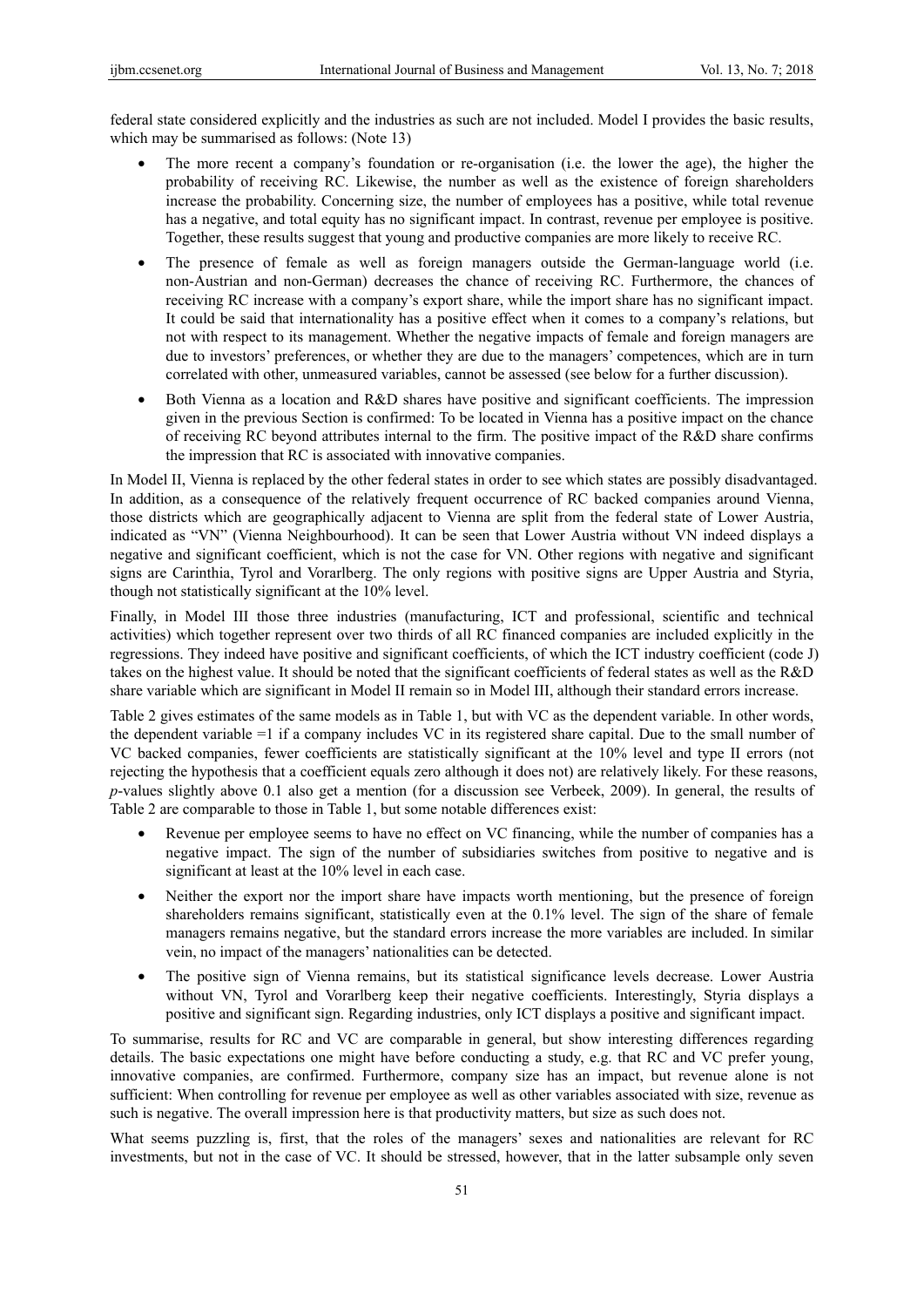federal state considered explicitly and the industries as such are not included. Model I provides the basic results, which may be summarised as follows: (Note 13)

- The more recent a company's foundation or re-organisation (i.e. the lower the age), the higher the probability of receiving RC. Likewise, the number as well as the existence of foreign shareholders increase the probability. Concerning size, the number of employees has a positive, while total revenue has a negative, and total equity has no significant impact. In contrast, revenue per employee is positive. Together, these results suggest that young and productive companies are more likely to receive RC.
- The presence of female as well as foreign managers outside the German-language world (i.e. non-Austrian and non-German) decreases the chance of receiving RC. Furthermore, the chances of receiving RC increase with a company's export share, while the import share has no significant impact. It could be said that internationality has a positive effect when it comes to a company's relations, but not with respect to its management. Whether the negative impacts of female and foreign managers are due to investors' preferences, or whether they are due to the managers' competences, which are in turn correlated with other, unmeasured variables, cannot be assessed (see below for a further discussion).
- Both Vienna as a location and R&D shares have positive and significant coefficients. The impression given in the previous Section is confirmed: To be located in Vienna has a positive impact on the chance of receiving RC beyond attributes internal to the firm. The positive impact of the R&D share confirms the impression that RC is associated with innovative companies.

In Model II, Vienna is replaced by the other federal states in order to see which states are possibly disadvantaged. In addition, as a consequence of the relatively frequent occurrence of RC backed companies around Vienna, those districts which are geographically adjacent to Vienna are split from the federal state of Lower Austria, indicated as "VN" (Vienna Neighbourhood). It can be seen that Lower Austria without VN indeed displays a negative and significant coefficient, which is not the case for VN. Other regions with negative and significant signs are Carinthia, Tyrol and Vorarlberg. The only regions with positive signs are Upper Austria and Styria, though not statistically significant at the 10% level.

Finally, in Model III those three industries (manufacturing, ICT and professional, scientific and technical activities) which together represent over two thirds of all RC financed companies are included explicitly in the regressions. They indeed have positive and significant coefficients, of which the ICT industry coefficient (code J) takes on the highest value. It should be noted that the significant coefficients of federal states as well as the R&D share variable which are significant in Model II remain so in Model III, although their standard errors increase.

Table 2 gives estimates of the same models as in Table 1, but with VC as the dependent variable. In other words, the dependent variable =1 if a company includes VC in its registered share capital. Due to the small number of VC backed companies, fewer coefficients are statistically significant at the 10% level and type II errors (not rejecting the hypothesis that a coefficient equals zero although it does not) are relatively likely. For these reasons, *p*-values slightly above 0.1 also get a mention (for a discussion see Verbeek, 2009). In general, the results of Table 2 are comparable to those in Table 1, but some notable differences exist:

- Revenue per employee seems to have no effect on VC financing, while the number of companies has a negative impact. The sign of the number of subsidiaries switches from positive to negative and is significant at least at the 10% level in each case.
- Neither the export nor the import share have impacts worth mentioning, but the presence of foreign shareholders remains significant, statistically even at the 0.1% level. The sign of the share of female managers remains negative, but the standard errors increase the more variables are included. In similar vein, no impact of the managers' nationalities can be detected.
- The positive sign of Vienna remains, but its statistical significance levels decrease. Lower Austria without VN, Tyrol and Vorarlberg keep their negative coefficients. Interestingly, Styria displays a positive and significant sign. Regarding industries, only ICT displays a positive and significant impact.

To summarise, results for RC and VC are comparable in general, but show interesting differences regarding details. The basic expectations one might have before conducting a study, e.g. that RC and VC prefer young, innovative companies, are confirmed. Furthermore, company size has an impact, but revenue alone is not sufficient: When controlling for revenue per employee as well as other variables associated with size, revenue as such is negative. The overall impression here is that productivity matters, but size as such does not.

What seems puzzling is, first, that the roles of the managers' sexes and nationalities are relevant for RC investments, but not in the case of VC. It should be stressed, however, that in the latter subsample only seven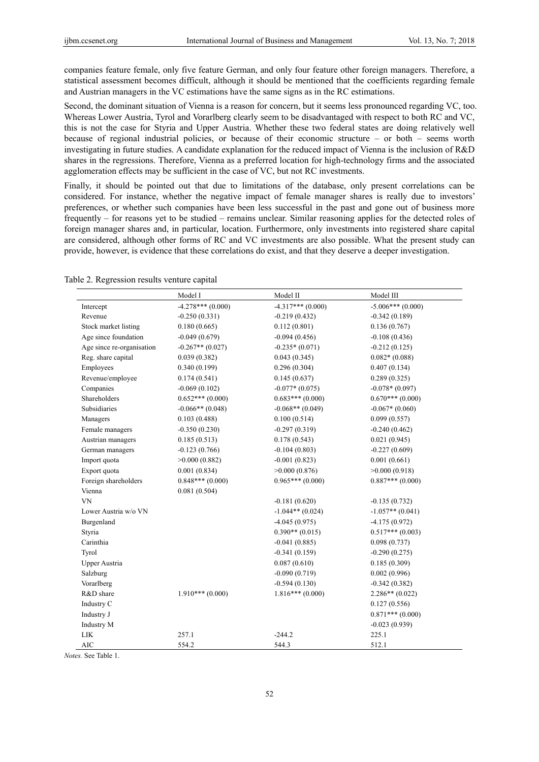companies feature female, only five feature German, and only four feature other foreign managers. Therefore, a statistical assessment becomes difficult, although it should be mentioned that the coefficients regarding female and Austrian managers in the VC estimations have the same signs as in the RC estimations.

Second, the dominant situation of Vienna is a reason for concern, but it seems less pronounced regarding VC, too. Whereas Lower Austria, Tyrol and Vorarlberg clearly seem to be disadvantaged with respect to both RC and VC, this is not the case for Styria and Upper Austria. Whether these two federal states are doing relatively well because of regional industrial policies, or because of their economic structure – or both – seems worth investigating in future studies. A candidate explanation for the reduced impact of Vienna is the inclusion of R&D shares in the regressions. Therefore, Vienna as a preferred location for high-technology firms and the associated agglomeration effects may be sufficient in the case of VC, but not RC investments.

Finally, it should be pointed out that due to limitations of the database, only present correlations can be considered. For instance, whether the negative impact of female manager shares is really due to investors' preferences, or whether such companies have been less successful in the past and gone out of business more frequently – for reasons yet to be studied – remains unclear. Similar reasoning applies for the detected roles of foreign manager shares and, in particular, location. Furthermore, only investments into registered share capital are considered, although other forms of RC and VC investments are also possible. What the present study can provide, however, is evidence that these correlations do exist, and that they deserve a deeper investigation.

Table 2. Regression results venture capital

| | Model I | Model II | Model III |
|---|---|---|---|
| Intercept | -4.278*** (0.000) | -4.317*** (0.000) | -5.006*** (0.000) |
| Revenue | -0.250 (0.331) | -0.219 (0.432) | -0.342 (0.189) |
| Stock market listing | 0.180 (0.665) | 0.112 (0.801) | 0.136 (0.767) |
| Age since foundation | -0.049 (0.679) | -0.094 (0.456) | -0.108 (0.436) |
| Age since re-organisation | -0.267** (0.027) | -0.235* (0.071) | -0.212 (0.125) |
| Reg. share capital | 0.039 (0.382) | 0.043 (0.345) | 0.082* (0.088) |
| Employees | 0.340 (0.199) | 0.296 (0.304) | 0.407 (0.134) |
| Revenue/employee | 0.174 (0.541) | 0.145 (0.637) | 0.289 (0.325) |
| Companies | -0.069 (0.102) | -0.077* (0.075) | -0.078* (0.097) |
| Shareholders | 0.652*** (0.000) | 0.683*** (0.000) | 0.670*** (0.000) |
| Subsidiaries | -0.066** (0.048) | -0.068** (0.049) | -0.067* (0.060) |
| Managers | 0.103 (0.488) | 0.100 (0.514) | 0.099 (0.557) |
| Female managers | -0.350 (0.230) | -0.297 (0.319) | -0.240 (0.462) |
| Austrian managers | 0.185 (0.513) | 0.178 (0.543) | 0.021 (0.945) |
| German managers | -0.123 (0.766) | -0.104 (0.803) | -0.227 (0.609) |
| Import quota | >0.000 (0.882) | -0.001 (0.823) | 0.001 (0.661) |
| Export quota | 0.001 (0.834) | >0.000 (0.876) | >0.000 (0.918) |
| Foreign shareholders | 0.848*** (0.000) | 0.965*** (0.000) | 0.887*** (0.000) |
| Vienna | 0.081 (0.504) | | |
| VN | | -0.181 (0.620) | -0.135 (0.732) |
| Lower Austria w/o VN | | -1.044** (0.024) | -1.057** (0.041) |
| Burgenland | | -4.045 (0.975) | -4.175 (0.972) |
| Styria | | 0.390** (0.015) | 0.517*** (0.003) |
| Carinthia | | -0.041 (0.885) | 0.098 (0.737) |
| Tyrol | | -0.341 (0.159) | -0.290 (0.275) |
| Upper Austria | | 0.087 (0.610) | 0.185 (0.309) |
| Salzburg | | -0.090 (0.719) | 0.002 (0.996) |
| Vorarlberg | | -0.594 (0.130) | -0.342 (0.382) |
| R&D share | 1.910*** (0.000) | 1.816*** (0.000) | 2.286** (0.022) |
| Industry C | | | 0.127 (0.556) |
| Industry J | | | 0.871*** (0.000) |
| Industry M | | | -0.023 (0.939) |
| LIK | 257.1 | -244.2 | 225.1 |
| AIC | 554.2 | 544.3 | 512.1 |

*Notes.* See Table 1.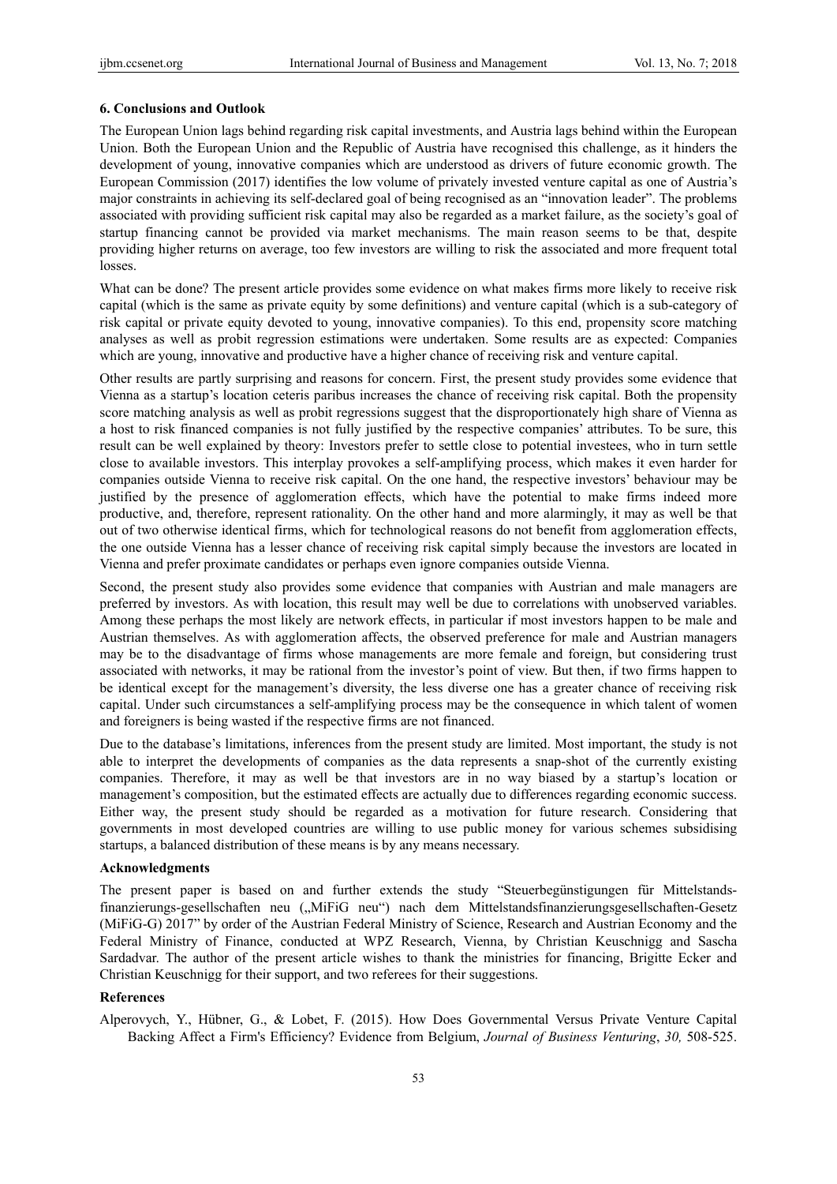### 6. Conclusions and Outlook

The European Union lags behind regarding risk capital investments, and Austria lags behind within the European Union. Both the European Union and the Republic of Austria have recognised this challenge, as it hinders the development of young, innovative companies which are understood as drivers of future economic growth. The European Commission (2017) identifies the low volume of privately invested venture capital as one of Austria's major constraints in achieving its self-declared goal of being recognised as an "innovation leader". The problems associated with providing sufficient risk capital may also be regarded as a market failure, as the society's goal of startup financing cannot be provided via market mechanisms. The main reason seems to be that, despite providing higher returns on average, too few investors are willing to risk the associated and more frequent total losses.

What can be done? The present article provides some evidence on what makes firms more likely to receive risk capital (which is the same as private equity by some definitions) and venture capital (which is a sub-category of risk capital or private equity devoted to young, innovative companies). To this end, propensity score matching analyses as well as probit regression estimations were undertaken. Some results are as expected: Companies which are young, innovative and productive have a higher chance of receiving risk and venture capital.

Other results are partly surprising and reasons for concern. First, the present study provides some evidence that Vienna as a startup's location ceteris paribus increases the chance of receiving risk capital. Both the propensity score matching analysis as well as probit regressions suggest that the disproportionately high share of Vienna as a host to risk financed companies is not fully justified by the respective companies' attributes. To be sure, this result can be well explained by theory: Investors prefer to settle close to potential investees, who in turn settle close to available investors. This interplay provokes a self-amplifying process, which makes it even harder for companies outside Vienna to receive risk capital. On the one hand, the respective investors' behaviour may be justified by the presence of agglomeration effects, which have the potential to make firms indeed more productive, and, therefore, represent rationality. On the other hand and more alarmingly, it may as well be that out of two otherwise identical firms, which for technological reasons do not benefit from agglomeration effects, the one outside Vienna has a lesser chance of receiving risk capital simply because the investors are located in Vienna and prefer proximate candidates or perhaps even ignore companies outside Vienna.

Second, the present study also provides some evidence that companies with Austrian and male managers are preferred by investors. As with location, this result may well be due to correlations with unobserved variables. Among these perhaps the most likely are network effects, in particular if most investors happen to be male and Austrian themselves. As with agglomeration affects, the observed preference for male and Austrian managers may be to the disadvantage of firms whose managements are more female and foreign, but considering trust associated with networks, it may be rational from the investor's point of view. But then, if two firms happen to be identical except for the management's diversity, the less diverse one has a greater chance of receiving risk capital. Under such circumstances a self-amplifying process may be the consequence in which talent of women and foreigners is being wasted if the respective firms are not financed.

Due to the database's limitations, inferences from the present study are limited. Most important, the study is not able to interpret the developments of companies as the data represents a snap-shot of the currently existing companies. Therefore, it may as well be that investors are in no way biased by a startup's location or management's composition, but the estimated effects are actually due to differences regarding economic success. Either way, the present study should be regarded as a motivation for future research. Considering that governments in most developed countries are willing to use public money for various schemes subsidising startups, a balanced distribution of these means is by any means necessary.

### Acknowledgments

The present paper is based on and further extends the study "Steuerbegünstigungen für Mittelstands-finanzierungs-gesellschaften neu („MiFiG neu") nach dem Mittelstandsfinanzierungsgesellschaften-Gesetz (MiFiG-G) 2017" by order of the Austrian Federal Ministry of Science, Research and Austrian Economy and the Federal Ministry of Finance, conducted at WPZ Research, Vienna, by Christian Keuschnigg and Sascha Sardadvar. The author of the present article wishes to thank the ministries for financing, Brigitte Ecker and Christian Keuschnigg for their support, and two referees for their suggestions.

### References

Alperovych, Y., Hübner, G., & Lobet, F. (2015). How Does Governmental Versus Private Venture Capital Backing Affect a Firm's Efficiency? Evidence from Belgium, *Journal of Business Venturing*, *30,* 508-525.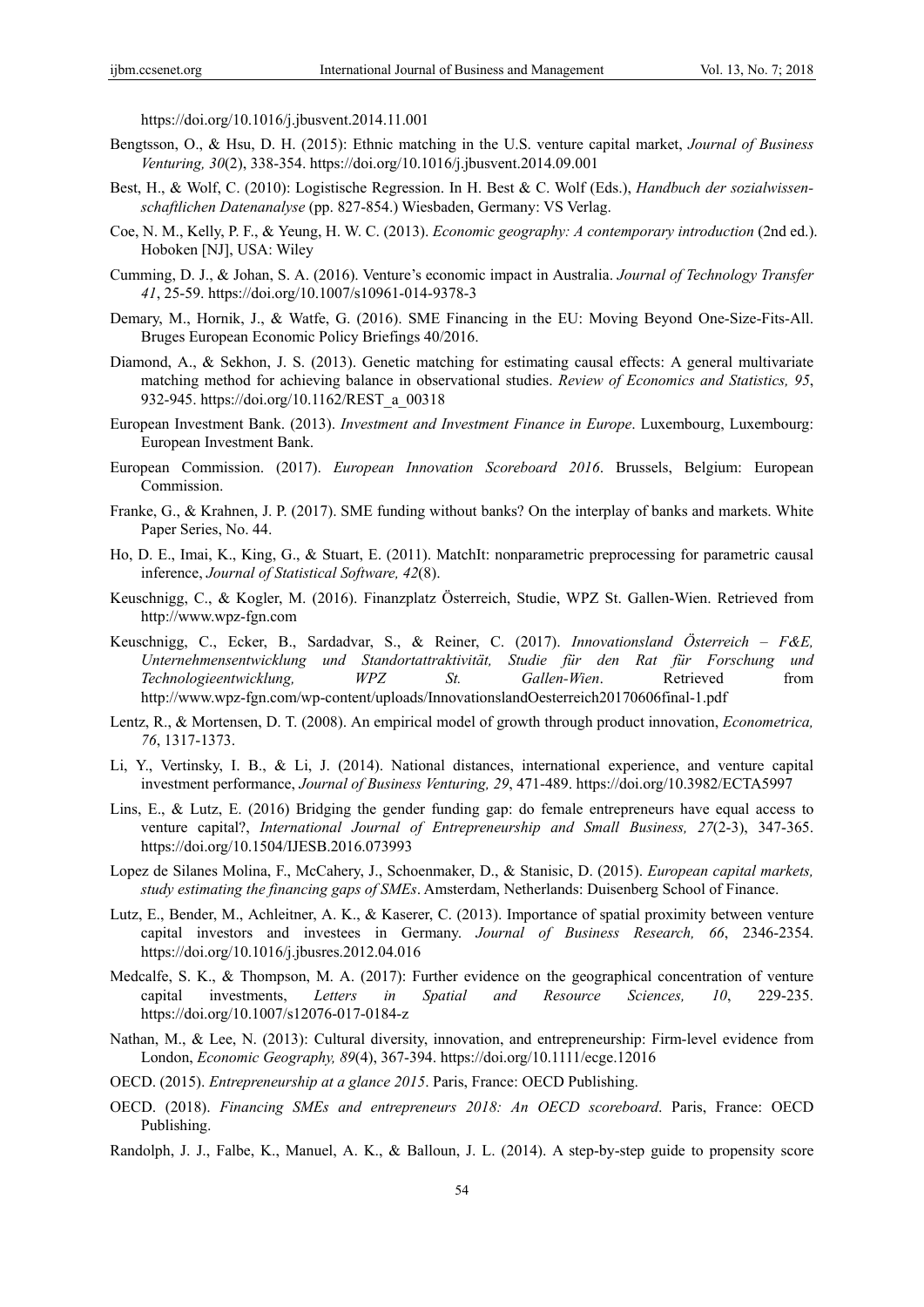https://doi.org/10.1016/j.jbusvent.2014.11.001

Bengtsson, O., & Hsu, D. H. (2015): Ethnic matching in the U.S. venture capital market, *Journal of Business Venturing, 30*(2), 338-354. https://doi.org/10.1016/j.jbusvent.2014.09.001

Best, H., & Wolf, C. (2010): Logistische Regression. In H. Best & C. Wolf (Eds.), *Handbuch der sozialwissenschaftlichen Datenanalyse* (pp. 827-854.) Wiesbaden, Germany: VS Verlag.

Coe, N. M., Kelly, P. F., & Yeung, H. W. C. (2013). *Economic geography: A contemporary introduction* (2nd ed.). Hoboken [NJ], USA: Wiley

Cumming, D. J., & Johan, S. A. (2016). Venture's economic impact in Australia. *Journal of Technology Transfer 41*, 25-59. https://doi.org/10.1007/s10961-014-9378-3

Demary, M., Hornik, J., & Watfe, G. (2016). SME Financing in the EU: Moving Beyond One-Size-Fits-All. Bruges European Economic Policy Briefings 40/2016.

Diamond, A., & Sekhon, J. S. (2013). Genetic matching for estimating causal effects: A general multivariate matching method for achieving balance in observational studies. *Review of Economics and Statistics, 95*, 932-945. https://doi.org/10.1162/REST_a_00318

European Investment Bank. (2013). *Investment and Investment Finance in Europe*. Luxembourg, Luxembourg: European Investment Bank.

European Commission. (2017). *European Innovation Scoreboard 2016*. Brussels, Belgium: European Commission.

Franke, G., & Krahnen, J. P. (2017). SME funding without banks? On the interplay of banks and markets. White Paper Series, No. 44.

Ho, D. E., Imai, K., King, G., & Stuart, E. (2011). MatchIt: nonparametric preprocessing for parametric causal inference, *Journal of Statistical Software, 42*(8).

Keuschnigg, C., & Kogler, M. (2016). Finanzplatz Österreich, Studie, WPZ St. Gallen-Wien. Retrieved from http://www.wpz-fgn.com

Keuschnigg, C., Ecker, B., Sardadvar, S., & Reiner, C. (2017). *Innovationsland Österreich – F&E, Unternehmensentwicklung und Standortattraktivität, Studie für den Rat für Forschung und Technologieentwicklung, WPZ St. Gallen-Wien*. Retrieved from http://www.wpz-fgn.com/wp-content/uploads/InnovationslandOesterreich20170606final-1.pdf

Lentz, R., & Mortensen, D. T. (2008). An empirical model of growth through product innovation, *Econometrica, 76*, 1317-1373.

Li, Y., Vertinsky, I. B., & Li, J. (2014). National distances, international experience, and venture capital investment performance, *Journal of Business Venturing, 29*, 471-489. https://doi.org/10.3982/ECTA5997

Lins, E., & Lutz, E. (2016) Bridging the gender funding gap: do female entrepreneurs have equal access to venture capital?, *International Journal of Entrepreneurship and Small Business, 27*(2-3), 347-365. https://doi.org/10.1504/IJESB.2016.073993

Lopez de Silanes Molina, F., McCahery, J., Schoenmaker, D., & Stanisic, D. (2015). *European capital markets, study estimating the financing gaps of SMEs*. Amsterdam, Netherlands: Duisenberg School of Finance.

Lutz, E., Bender, M., Achleitner, A. K., & Kaserer, C. (2013). Importance of spatial proximity between venture capital investors and investees in Germany. *Journal of Business Research, 66*, 2346-2354. https://doi.org/10.1016/j.jbusres.2012.04.016

Medcalfe, S. K., & Thompson, M. A. (2017): Further evidence on the geographical concentration of venture capital investments, *Letters in Spatial and Resource Sciences, 10*, 229-235. https://doi.org/10.1007/s12076-017-0184-z

Nathan, M., & Lee, N. (2013): Cultural diversity, innovation, and entrepreneurship: Firm-level evidence from London, *Economic Geography, 89*(4), 367-394. https://doi.org/10.1111/ecge.12016

OECD. (2015). *Entrepreneurship at a glance 2015*. Paris, France: OECD Publishing.

OECD. (2018). *Financing SMEs and entrepreneurs 2018: An OECD scoreboard*. Paris, France: OECD Publishing.

Randolph, J. J., Falbe, K., Manuel, A. K., & Balloun, J. L. (2014). A step-by-step guide to propensity score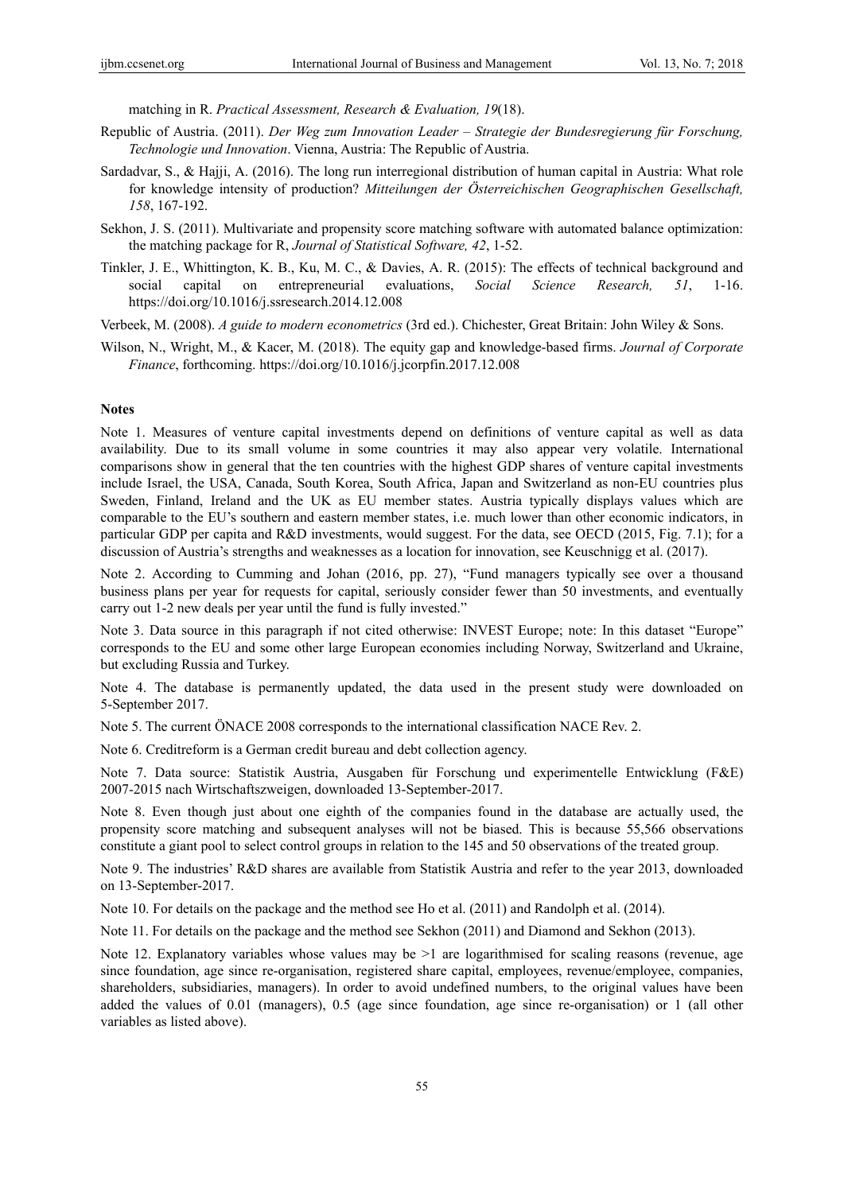matching in R. *Practical Assessment, Research & Evaluation, 19*(18).

Republic of Austria. (2011). *Der Weg zum Innovation Leader – Strategie der Bundesregierung für Forschung, Technologie und Innovation*. Vienna, Austria: The Republic of Austria.

Sardadvar, S., & Hajji, A. (2016). The long run interregional distribution of human capital in Austria: What role for knowledge intensity of production? *Mitteilungen der Österreichischen Geographischen Gesellschaft, 158*, 167-192.

Sekhon, J. S. (2011). Multivariate and propensity score matching software with automated balance optimization: the matching package for R, *Journal of Statistical Software, 42*, 1-52.

Tinkler, J. E., Whittington, K. B., Ku, M. C., & Davies, A. R. (2015): The effects of technical background and social capital on entrepreneurial evaluations, *Social Science Research, 51*, 1-16. https://doi.org/10.1016/j.ssresearch.2014.12.008

Verbeek, M. (2008). *A guide to modern econometrics* (3rd ed.). Chichester, Great Britain: John Wiley & Sons.

Wilson, N., Wright, M., & Kacer, M. (2018). The equity gap and knowledge-based firms. *Journal of Corporate Finance*, forthcoming. https://doi.org/10.1016/j.jcorpfin.2017.12.008

## Notes

Note 1. Measures of venture capital investments depend on definitions of venture capital as well as data availability. Due to its small volume in some countries it may also appear very volatile. International comparisons show in general that the ten countries with the highest GDP shares of venture capital investments include Israel, the USA, Canada, South Korea, South Africa, Japan and Switzerland as non-EU countries plus Sweden, Finland, Ireland and the UK as EU member states. Austria typically displays values which are comparable to the EU's southern and eastern member states, i.e. much lower than other economic indicators, in particular GDP per capita and R&D investments, would suggest. For the data, see OECD (2015, Fig. 7.1); for a discussion of Austria's strengths and weaknesses as a location for innovation, see Keuschnigg et al. (2017).

Note 2. According to Cumming and Johan (2016, pp. 27), "Fund managers typically see over a thousand business plans per year for requests for capital, seriously consider fewer than 50 investments, and eventually carry out 1-2 new deals per year until the fund is fully invested."

Note 3. Data source in this paragraph if not cited otherwise: INVEST Europe; note: In this dataset "Europe" corresponds to the EU and some other large European economies including Norway, Switzerland and Ukraine, but excluding Russia and Turkey.

Note 4. The database is permanently updated, the data used in the present study were downloaded on 5-September 2017.

Note 5. The current ÖNACE 2008 corresponds to the international classification NACE Rev. 2.

Note 6. Creditreform is a German credit bureau and debt collection agency.

Note 7. Data source: Statistik Austria, Ausgaben für Forschung und experimentelle Entwicklung (F&E) 2007-2015 nach Wirtschaftszweigen, downloaded 13-September-2017.

Note 8. Even though just about one eighth of the companies found in the database are actually used, the propensity score matching and subsequent analyses will not be biased. This is because 55,566 observations constitute a giant pool to select control groups in relation to the 145 and 50 observations of the treated group.

Note 9. The industries' R&D shares are available from Statistik Austria and refer to the year 2013, downloaded on 13-September-2017.

Note 10. For details on the package and the method see Ho et al. (2011) and Randolph et al. (2014).

Note 11. For details on the package and the method see Sekhon (2011) and Diamond and Sekhon (2013).

Note 12. Explanatory variables whose values may be >1 are logarithmised for scaling reasons (revenue, age since foundation, age since re-organisation, registered share capital, employees, revenue/employee, companies, shareholders, subsidiaries, managers). In order to avoid undefined numbers, to the original values have been added the values of 0.01 (managers), 0.5 (age since foundation, age since re-organisation) or 1 (all other variables as listed above).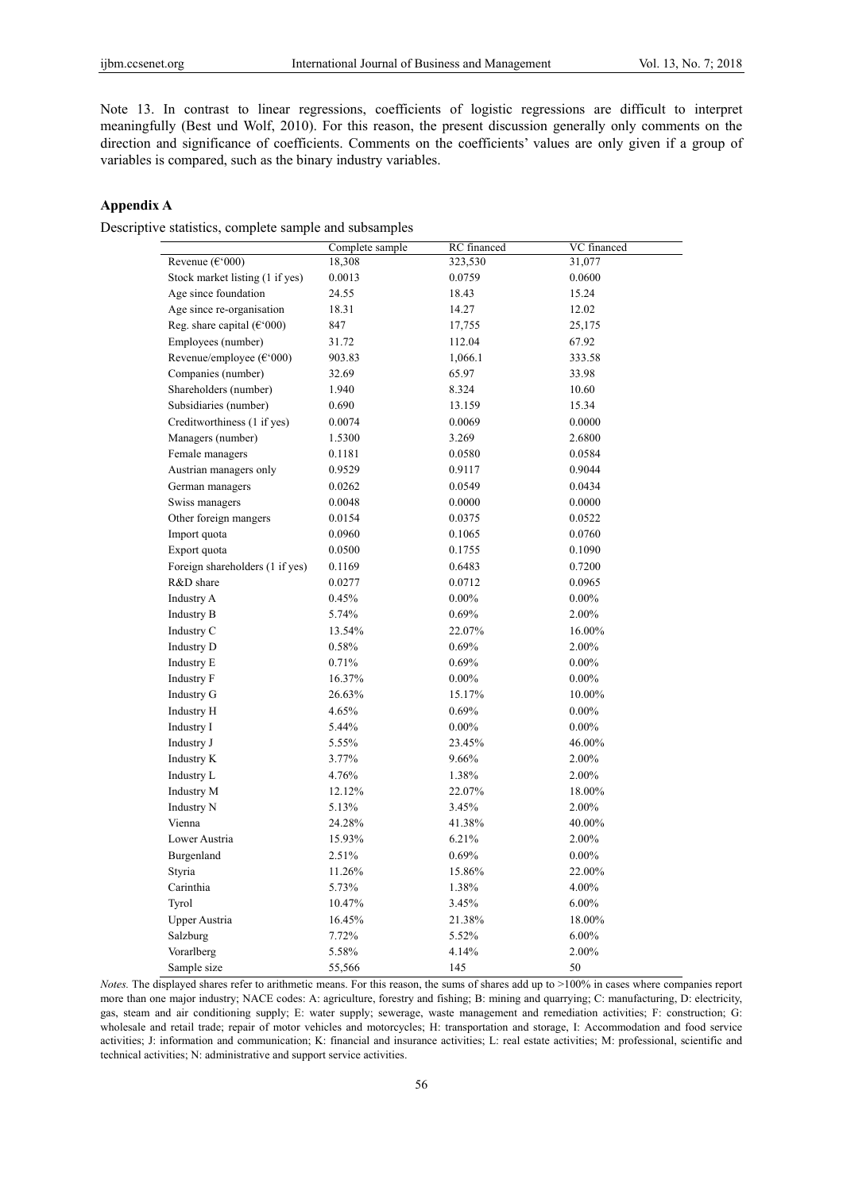Note 13. In contrast to linear regressions, coefficients of logistic regressions are difficult to interpret meaningfully (Best und Wolf, 2010). For this reason, the present discussion generally only comments on the direction and significance of coefficients. Comments on the coefficients' values are only given if a group of variables is compared, such as the binary industry variables.

## Appendix A

Descriptive statistics, complete sample and subsamples

| | Complete sample | RC financed | VC financed |
|---|---|---|---|
| Revenue (€'000) | 18,308 | 323,530 | 31,077 |
| Stock market listing (1 if yes) | 0.0013 | 0.0759 | 0.0600 |
| Age since foundation | 24.55 | 18.43 | 15.24 |
| Age since re-organisation | 18.31 | 14.27 | 12.02 |
| Reg. share capital (€'000) | 847 | 17,755 | 25,175 |
| Employees (number) | 31.72 | 112.04 | 67.92 |
| Revenue/employee (€'000) | 903.83 | 1,066.1 | 333.58 |
| Companies (number) | 32.69 | 65.97 | 33.98 |
| Shareholders (number) | 1.940 | 8.324 | 10.60 |
| Subsidiaries (number) | 0.690 | 13.159 | 15.34 |
| Creditworthiness (1 if yes) | 0.0074 | 0.0069 | 0.0000 |
| Managers (number) | 1.5300 | 3.269 | 2.6800 |
| Female managers | 0.1181 | 0.0580 | 0.0584 |
| Austrian managers only | 0.9529 | 0.9117 | 0.9044 |
| German managers | 0.0262 | 0.0549 | 0.0434 |
| Swiss managers | 0.0048 | 0.0000 | 0.0000 |
| Other foreign mangers | 0.0154 | 0.0375 | 0.0522 |
| Import quota | 0.0960 | 0.1065 | 0.0760 |
| Export quota | 0.0500 | 0.1755 | 0.1090 |
| Foreign shareholders (1 if yes) | 0.1169 | 0.6483 | 0.7200 |
| R&D share | 0.0277 | 0.0712 | 0.0965 |
| Industry A | 0.45% | 0.00% | 0.00% |
| Industry B | 5.74% | 0.69% | 2.00% |
| Industry C | 13.54% | 22.07% | 16.00% |
| Industry D | 0.58% | 0.69% | 2.00% |
| Industry E | 0.71% | 0.69% | 0.00% |
| Industry F | 16.37% | 0.00% | 0.00% |
| Industry G | 26.63% | 15.17% | 10.00% |
| Industry H | 4.65% | 0.69% | 0.00% |
| Industry I | 5.44% | 0.00% | 0.00% |
| Industry J | 5.55% | 23.45% | 46.00% |
| Industry K | 3.77% | 9.66% | 2.00% |
| Industry L | 4.76% | 1.38% | 2.00% |
| Industry M | 12.12% | 22.07% | 18.00% |
| Industry N | 5.13% | 3.45% | 2.00% |
| Vienna | 24.28% | 41.38% | 40.00% |
| Lower Austria | 15.93% | 6.21% | 2.00% |
| Burgenland | 2.51% | 0.69% | 0.00% |
| Styria | 11.26% | 15.86% | 22.00% |
| Carinthia | 5.73% | 1.38% | 4.00% |
| Tyrol | 10.47% | 3.45% | 6.00% |
| Upper Austria | 16.45% | 21.38% | 18.00% |
| Salzburg | 7.72% | 5.52% | 6.00% |
| Vorarlberg | 5.58% | 4.14% | 2.00% |
| Sample size | 55,566 | 145 | 50 |

*Notes.* The displayed shares refer to arithmetic means. For this reason, the sums of shares add up to >100% in cases where companies report more than one major industry; NACE codes: A: agriculture, forestry and fishing; B: mining and quarrying; C: manufacturing, D: electricity, gas, steam and air conditioning supply; E: water supply; sewerage, waste management and remediation activities; F: construction; G: wholesale and retail trade; repair of motor vehicles and motorcycles; H: transportation and storage, I: Accommodation and food service activities; J: information and communication; K: financial and insurance activities; L: real estate activities; M: professional, scientific and technical activities; N: administrative and support service activities.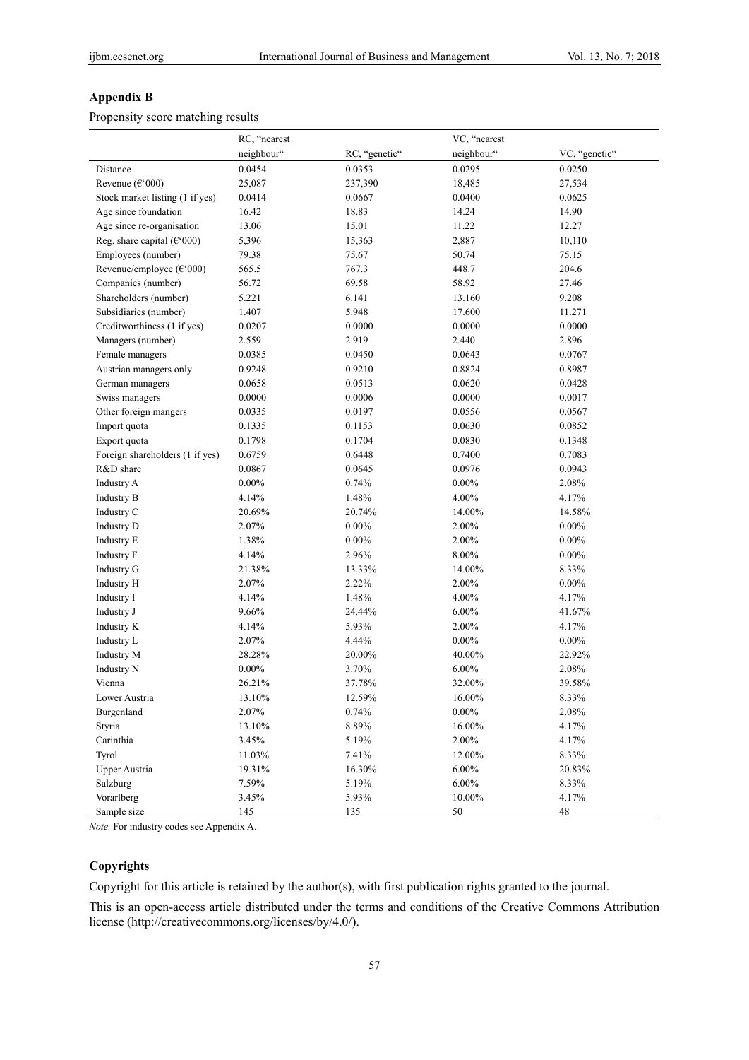## Appendix B

Propensity score matching results

| | RC, "nearest neighbour" | RC, "genetic" | VC, "nearest neighbour" | VC, "genetic" |
|---|---|---|---|---|
| Distance | 0.0454 | 0.0353 | 0.0295 | 0.0250 |
| Revenue (€'000) | 25,087 | 237,390 | 18,485 | 27,534 |
| Stock market listing (1 if yes) | 0.0414 | 0.0667 | 0.0400 | 0.0625 |
| Age since foundation | 16.42 | 18.83 | 14.24 | 14.90 |
| Age since re-organisation | 13.06 | 15.01 | 11.22 | 12.27 |
| Reg. share capital (€'000) | 5,396 | 15,363 | 2,887 | 10,110 |
| Employees (number) | 79.38 | 75.67 | 50.74 | 75.15 |
| Revenue/employee (€'000) | 565.5 | 767.3 | 448.7 | 204.6 |
| Companies (number) | 56.72 | 69.58 | 58.92 | 27.46 |
| Shareholders (number) | 5.221 | 6.141 | 13.160 | 9.208 |
| Subsidiaries (number) | 1.407 | 5.948 | 17.600 | 11.271 |
| Creditworthiness (1 if yes) | 0.0207 | 0.0000 | 0.0000 | 0.0000 |
| Managers (number) | 2.559 | 2.919 | 2.440 | 2.896 |
| Female managers | 0.0385 | 0.0450 | 0.0643 | 0.0767 |
| Austrian managers only | 0.9248 | 0.9210 | 0.8824 | 0.8987 |
| German managers | 0.0658 | 0.0513 | 0.0620 | 0.0428 |
| Swiss managers | 0.0000 | 0.0006 | 0.0000 | 0.0017 |
| Other foreign mangers | 0.0335 | 0.0197 | 0.0556 | 0.0567 |
| Import quota | 0.1335 | 0.1153 | 0.0630 | 0.0852 |
| Export quota | 0.1798 | 0.1704 | 0.0830 | 0.1348 |
| Foreign shareholders (1 if yes) | 0.6759 | 0.6448 | 0.7400 | 0.7083 |
| R&D share | 0.0867 | 0.0645 | 0.0976 | 0.0943 |
| Industry A | 0.00% | 0.74% | 0.00% | 2.08% |
| Industry B | 4.14% | 1.48% | 4.00% | 4.17% |
| Industry C | 20.69% | 20.74% | 14.00% | 14.58% |
| Industry D | 2.07% | 0.00% | 2.00% | 0.00% |
| Industry E | 1.38% | 0.00% | 2.00% | 0.00% |
| Industry F | 4.14% | 2.96% | 8.00% | 0.00% |
| Industry G | 21.38% | 13.33% | 14.00% | 8.33% |
| Industry H | 2.07% | 2.22% | 2.00% | 0.00% |
| Industry I | 4.14% | 1.48% | 4.00% | 4.17% |
| Industry J | 9.66% | 24.44% | 6.00% | 41.67% |
| Industry K | 4.14% | 5.93% | 2.00% | 4.17% |
| Industry L | 2.07% | 4.44% | 0.00% | 0.00% |
| Industry M | 28.28% | 20.00% | 40.00% | 22.92% |
| Industry N | 0.00% | 3.70% | 6.00% | 2.08% |
| Vienna | 26.21% | 37.78% | 32.00% | 39.58% |
| Lower Austria | 13.10% | 12.59% | 16.00% | 8.33% |
| Burgenland | 2.07% | 0.74% | 0.00% | 2.08% |
| Styria | 13.10% | 8.89% | 16.00% | 4.17% |
| Carinthia | 3.45% | 5.19% | 2.00% | 4.17% |
| Tyrol | 11.03% | 7.41% | 12.00% | 8.33% |
| Upper Austria | 19.31% | 16.30% | 6.00% | 20.83% |
| Salzburg | 7.59% | 5.19% | 6.00% | 8.33% |
| Vorarlberg | 3.45% | 5.93% | 10.00% | 4.17% |
| Sample size | 145 | 135 | 50 | 48 |

*Note.* For industry codes see Appendix A.

## Copyrights

Copyright for this article is retained by the author(s), with first publication rights granted to the journal.

This is an open-access article distributed under the terms and conditions of the Creative Commons Attribution license (http://creativecommons.org/licenses/by/4.0/).